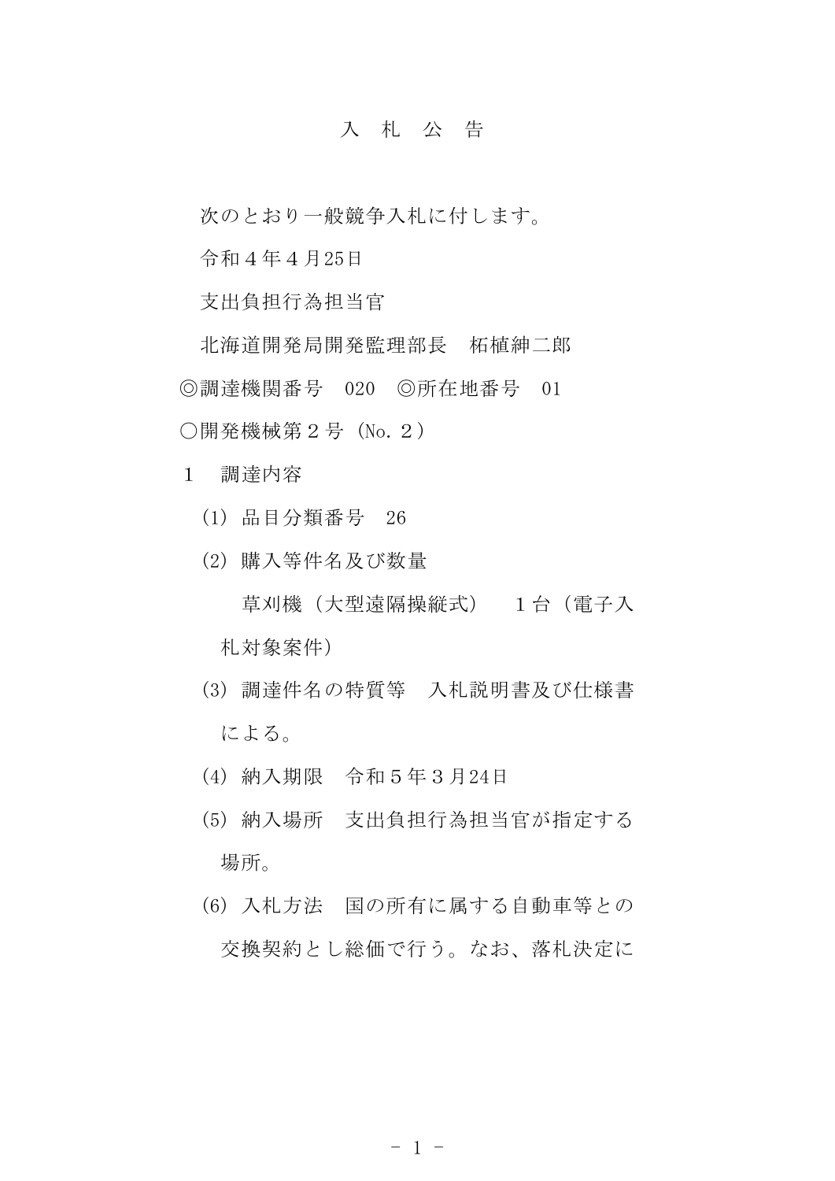# 入　札　公　告

次のとおり一般競争入札に付します。

令和４年４月25日

支出負担行為担当官

北海道開発局開発監理部長　柘植紳二郎

◎調達機関番号　020　◎所在地番号　01

○開発機械第２号（No.２）

１　調達内容

(1) 品目分類番号　26

(2) 購入等件名及び数量

草刈機（大型遠隔操縦式）　１台（電子入札対象案件）

(3) 調達件名の特質等　入札説明書及び仕様書による。

(4) 納入期限　令和５年３月24日

(5) 納入場所　支出負担行為担当官が指定する場所。

(6) 入札方法　国の所有に属する自動車等との交換契約とし総価で行う。なお、落札決定に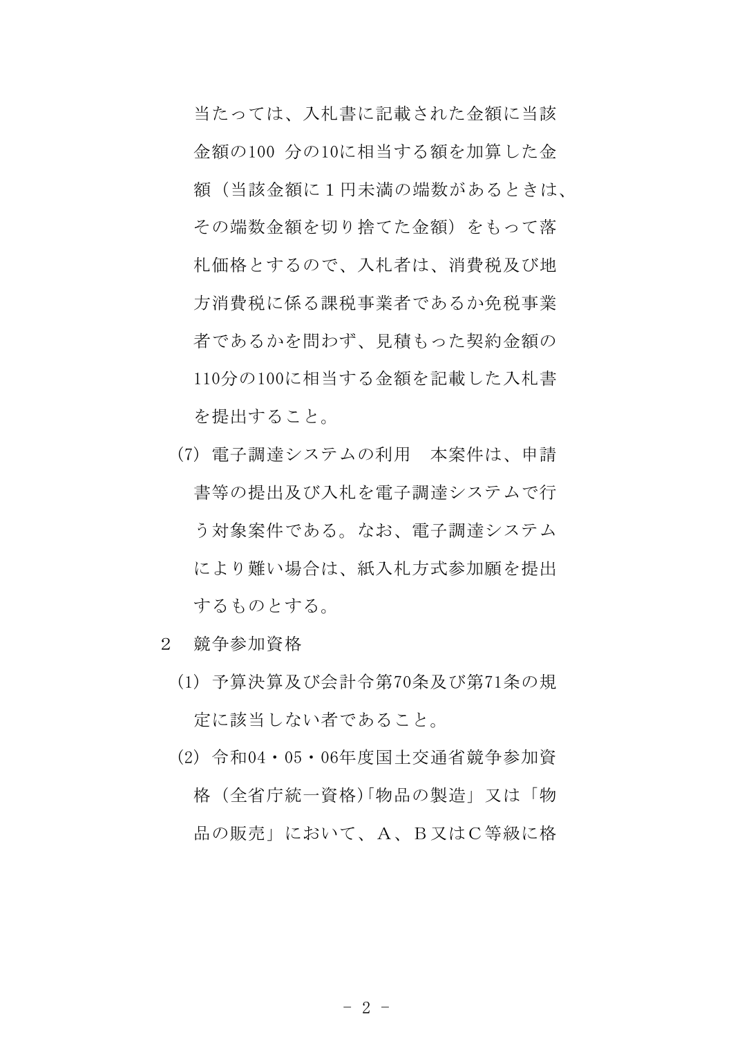当たっては、入札書に記載された金額に当該金額の100 分の10に相当する額を加算した金額（当該金額に１円未満の端数があるときは、その端数金額を切り捨てた金額）をもって落札価格とするので、入札者は、消費税及び地方消費税に係る課税事業者であるか免税事業者であるかを問わず、見積もった契約金額の110分の100に相当する金額を記載した入札書を提出すること。

(7) 電子調達システムの利用　本案件は、申請書等の提出及び入札を電子調達システムで行う対象案件である。なお、電子調達システムにより難い場合は、紙入札方式参加願を提出するものとする。

２　競争参加資格

(1) 予算決算及び会計令第70条及び第71条の規定に該当しない者であること。

(2) 令和04・05・06年度国土交通省競争参加資格（全省庁統一資格)「物品の製造」又は「物品の販売」において、Ａ、Ｂ又はＣ等級に格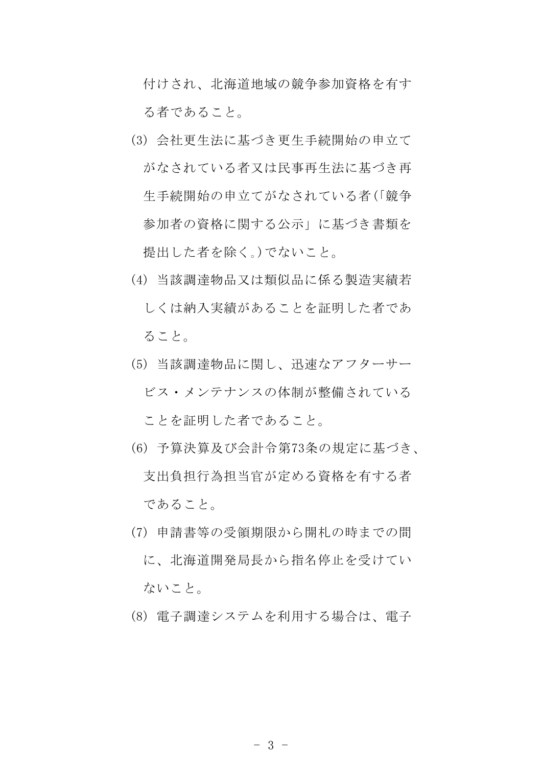付けされ、北海道地域の競争参加資格を有する者であること。

(3) 会社更生法に基づき更生手続開始の申立てがなされている者又は民事再生法に基づき再生手続開始の申立てがなされている者(「競争参加者の資格に関する公示」に基づき書類を提出した者を除く。)でないこと。

(4) 当該調達物品又は類似品に係る製造実績若しくは納入実績があることを証明した者であること。

(5) 当該調達物品に関し、迅速なアフターサービス・メンテナンスの体制が整備されていることを証明した者であること。

(6) 予算決算及び会計令第73条の規定に基づき、支出負担行為担当官が定める資格を有する者であること。

(7) 申請書等の受領期限から開札の時までの間に、北海道開発局長から指名停止を受けていないこと。

(8) 電子調達システムを利用する場合は、電子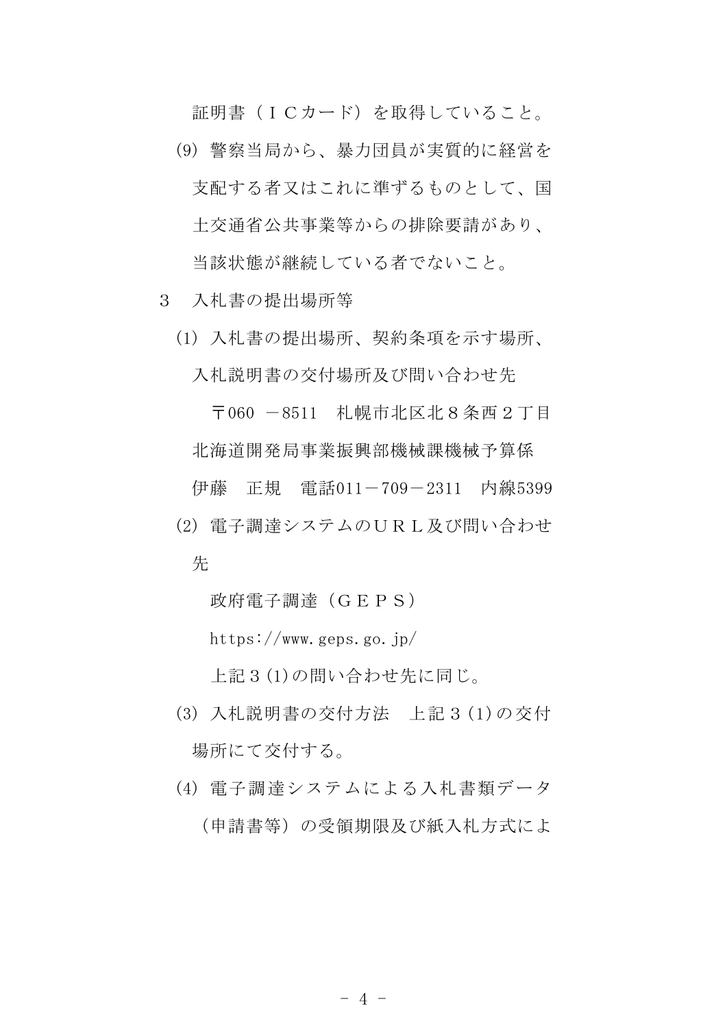証明書（ＩＣカード）を取得していること。

(9) 警察当局から、暴力団員が実質的に経営を支配する者又はこれに準ずるものとして、国土交通省公共事業等からの排除要請があり、当該状態が継続している者でないこと。

３　入札書の提出場所等

(1) 入札書の提出場所、契約条項を示す場所、入札説明書の交付場所及び問い合わせ先

〒060 －8511　札幌市北区北８条西２丁目
北海道開発局事業振興部機械課機械予算係
伊藤　正規　電話011－709－2311　内線5399

(2) 電子調達システムのＵＲＬ及び問い合わせ先

政府電子調達（ＧＥＰＳ）
https://www.geps.go.jp/
上記３(1)の問い合わせ先に同じ。

(3) 入札説明書の交付方法　上記３(1)の交付場所にて交付する。

(4) 電子調達システムによる入札書類データ（申請書等）の受領期限及び紙入札方式によ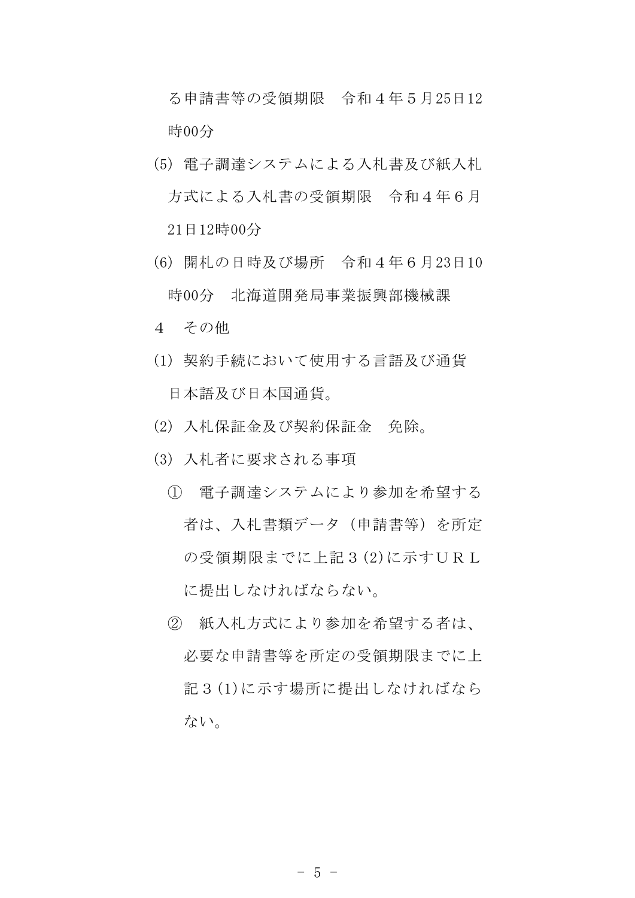る申請書等の受領期限　令和４年５月25日12時00分

(5) 電子調達システムによる入札書及び紙入札方式による入札書の受領期限　令和４年６月21日12時00分

(6) 開札の日時及び場所　令和４年６月23日10時00分　北海道開発局事業振興部機械課

４　その他

(1) 契約手続において使用する言語及び通貨　日本語及び日本国通貨。

(2) 入札保証金及び契約保証金　免除。

(3) 入札者に要求される事項

① 電子調達システムにより参加を希望する者は、入札書類データ（申請書等）を所定の受領期限までに上記３(2)に示すＵＲＬに提出しなければならない。

② 紙入札方式により参加を希望する者は、必要な申請書等を所定の受領期限までに上記３(1)に示す場所に提出しなければならない。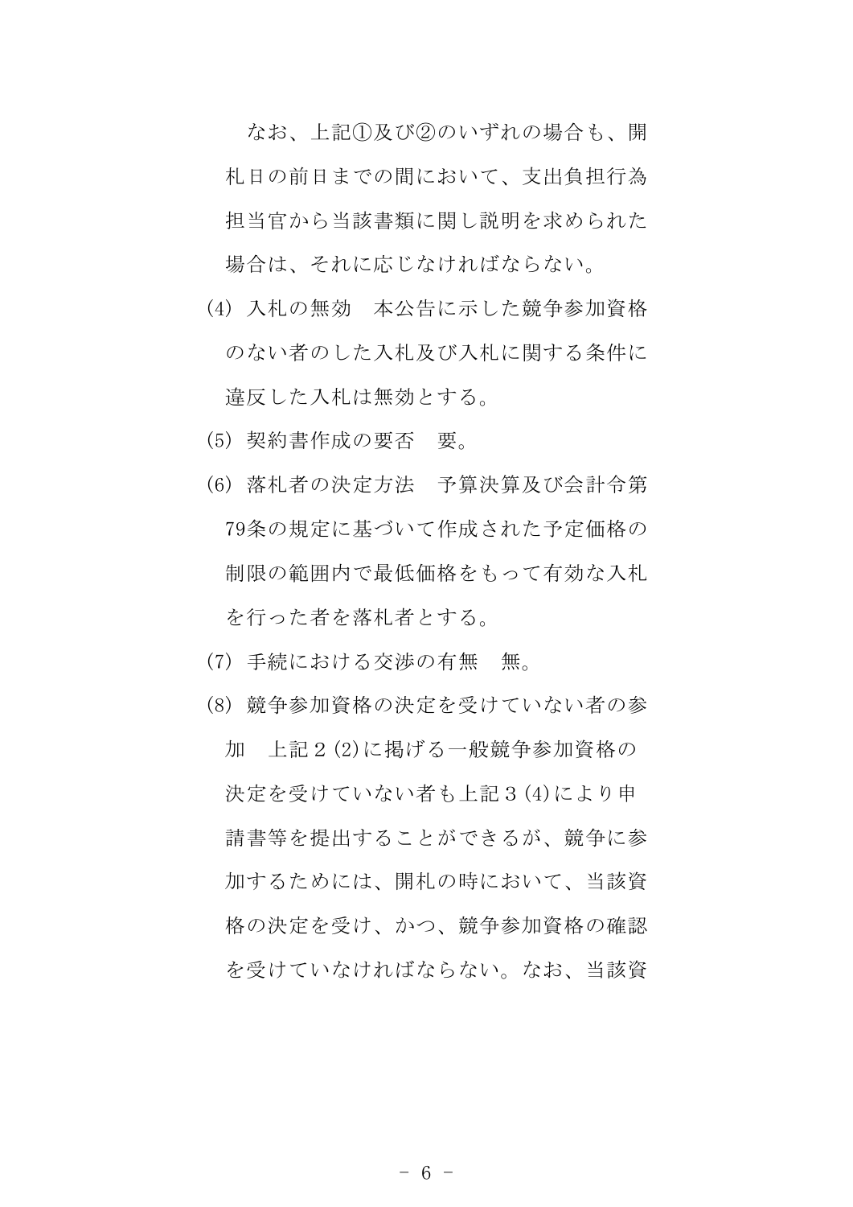なお、上記①及び②のいずれの場合も、開札日の前日までの間において、支出負担行為担当官から当該書類に関し説明を求められた場合は、それに応じなければならない。

(4) 入札の無効　本公告に示した競争参加資格のない者のした入札及び入札に関する条件に違反した入札は無効とする。

(5) 契約書作成の要否　要。

(6) 落札者の決定方法　予算決算及び会計令第79条の規定に基づいて作成された予定価格の制限の範囲内で最低価格をもって有効な入札を行った者を落札者とする。

(7) 手続における交渉の有無　無。

(8) 競争参加資格の決定を受けていない者の参加　上記２(2)に掲げる一般競争参加資格の決定を受けていない者も上記３(4)により申請書等を提出することができるが、競争に参加するためには、開札の時において、当該資格の決定を受け、かつ、競争参加資格の確認を受けていなければならない。なお、当該資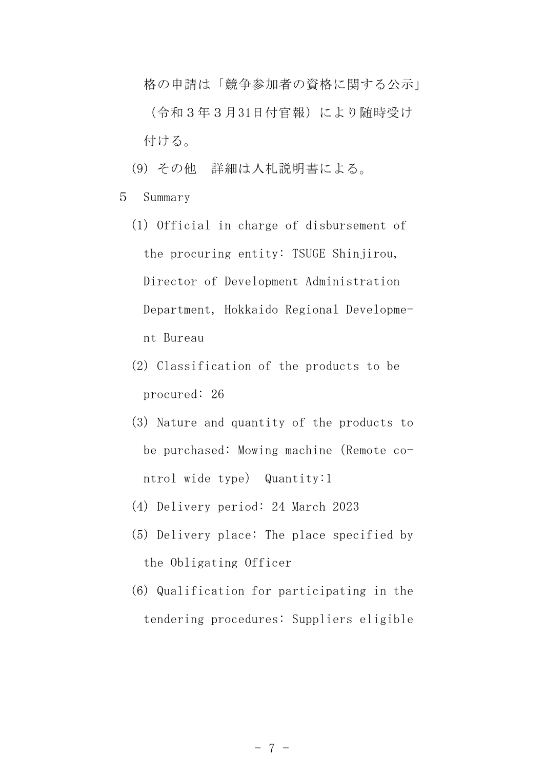格の申請は「競争参加者の資格に関する公示」（令和３年３月31日付官報）により随時受け付ける。

(9) その他　詳細は入札説明書による。

５　Summary

(1) Official in charge of disbursement of the procuring entity: TSUGE Shinjirou, Director of Development Administration Department, Hokkaido Regional Development Bureau

(2) Classification of the products to be procured: 26

(3) Nature and quantity of the products to be purchased: Mowing machine (Remote control wide type)　Quantity:1

(4) Delivery period: 24 March 2023

(5) Delivery place: The place specified by the Obligating Officer

(6) Qualification for participating in the tendering procedures: Suppliers eligible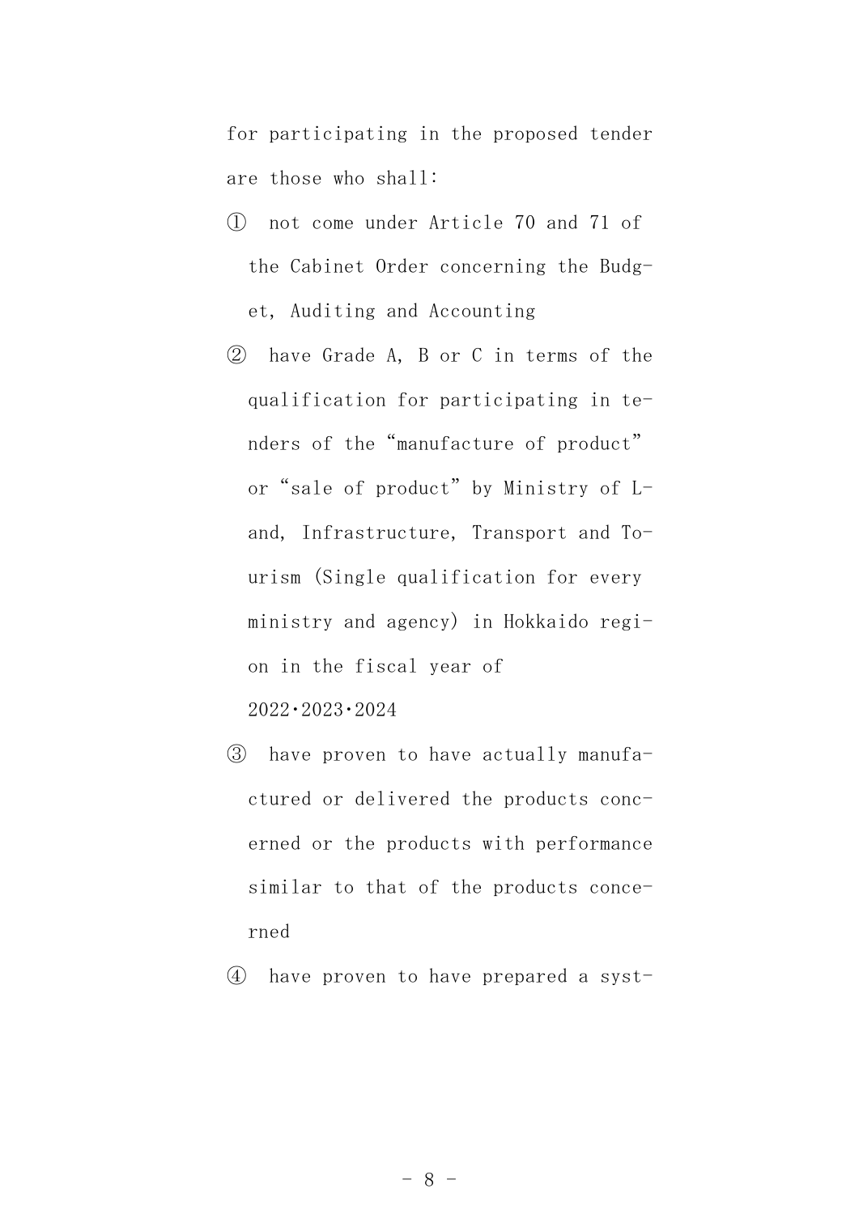for participating in the proposed tender are those who shall:

① not come under Article 70 and 71 of the Cabinet Order concerning the Budget, Auditing and Accounting

② have Grade A, B or C in terms of the qualification for participating in tenders of the "manufacture of product" or "sale of product" by Ministry of Land, Infrastructure, Transport and Tourism (Single qualification for every ministry and agency) in Hokkaido region in the fiscal year of 2022·2023·2024

③ have proven to have actually manufactured or delivered the products concerned or the products with performance similar to that of the products concerned

④ have proven to have prepared a syst-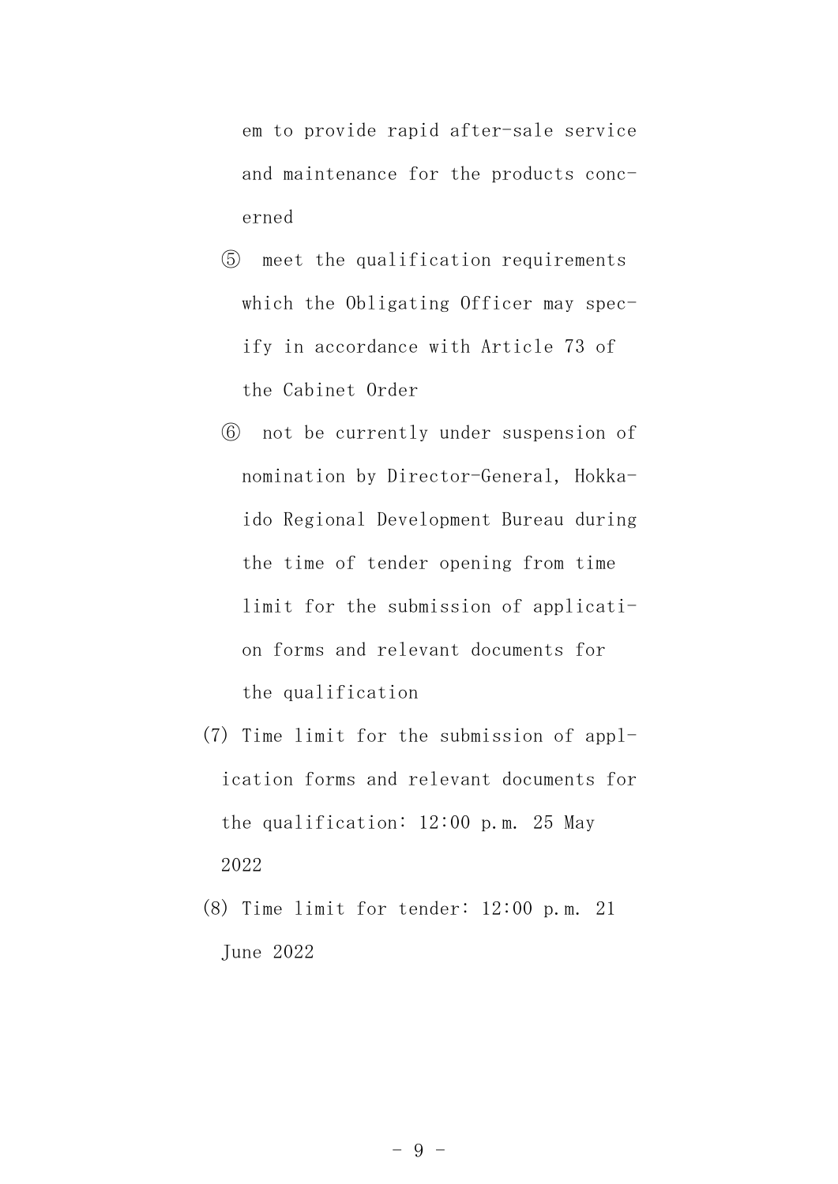em to provide rapid after-sale service and maintenance for the products concerned

⑤ meet the qualification requirements which the Obligating Officer may specify in accordance with Article 73 of the Cabinet Order

⑥ not be currently under suspension of nomination by Director-General, Hokkaido Regional Development Bureau during the time of tender opening from time limit for the submission of application forms and relevant documents for the qualification

(7) Time limit for the submission of application forms and relevant documents for the qualification: 12:00 p.m. 25 May 2022

(8) Time limit for tender: 12:00 p.m. 21 June 2022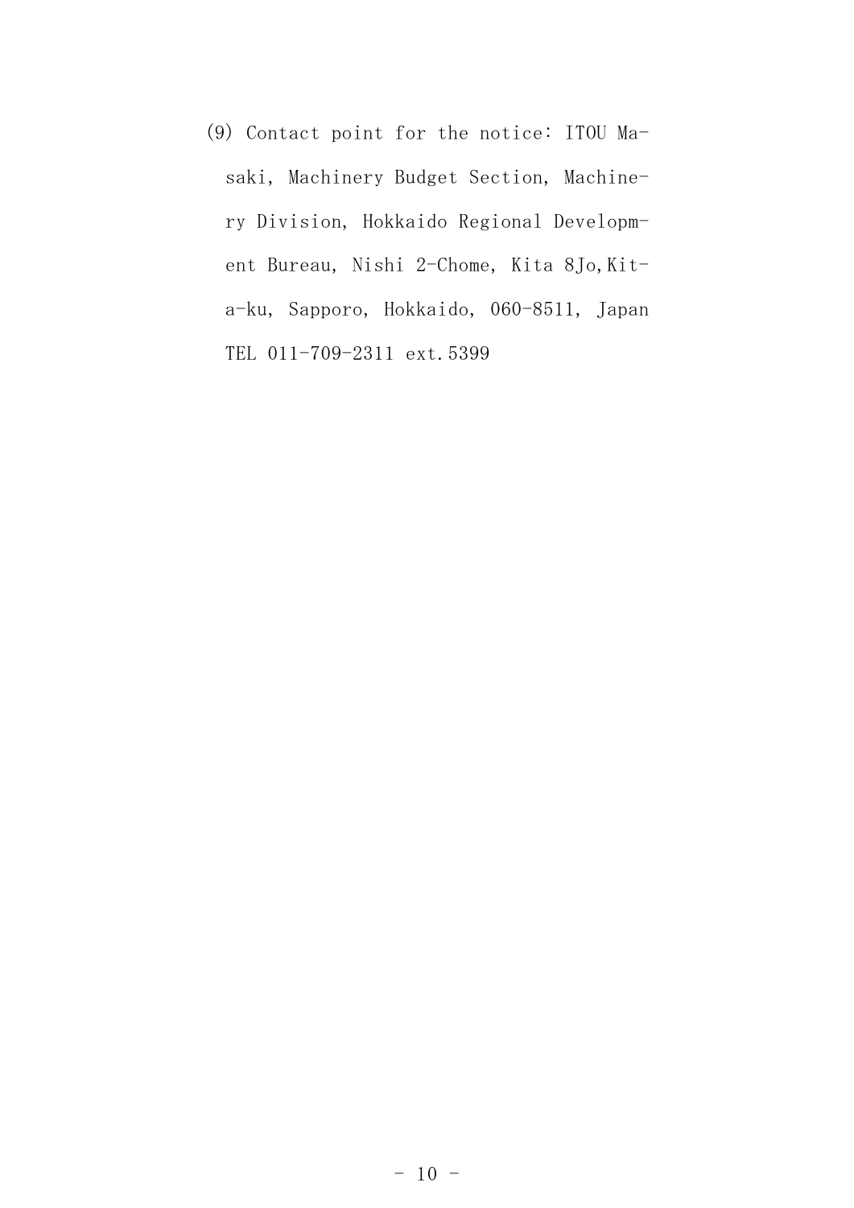(9) Contact point for the notice: ITOU Masaki, Machinery Budget Section, Machinery Division, Hokkaido Regional Development Bureau, Nishi 2-Chome, Kita 8Jo,Kita-ku, Sapporo, Hokkaido, 060-8511, Japan TEL 011-709-2311 ext.5399